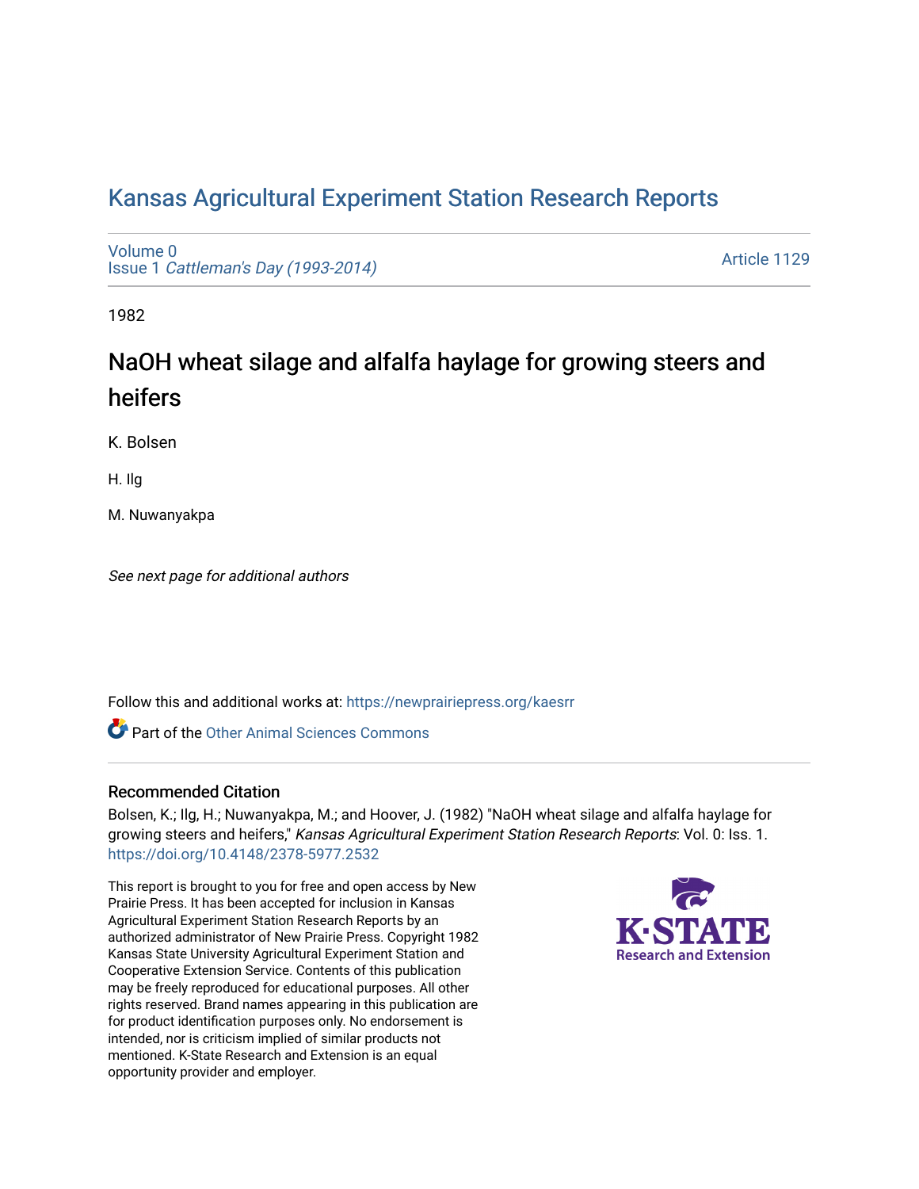# Kansas Agricultural Experiment Station Research Reports

Volume 0
Issue 1 *Cattleman's Day (1993-2014)*

Article 1129

1982

## NaOH wheat silage and alfalfa haylage for growing steers and heifers

K. Bolsen

H. Ilg

M. Nuwanyakpa

*See next page for additional authors*

Follow this and additional works at: https://newprairiepress.org/kaesrr

Part of the Other Animal Sciences Commons

### Recommended Citation

Bolsen, K.; Ilg, H.; Nuwanyakpa, M.; and Hoover, J. (1982) "NaOH wheat silage and alfalfa haylage for growing steers and heifers," *Kansas Agricultural Experiment Station Research Reports*: Vol. 0: Iss. 1. https://doi.org/10.4148/2378-5977.2532

This report is brought to you for free and open access by New Prairie Press. It has been accepted for inclusion in Kansas Agricultural Experiment Station Research Reports by an authorized administrator of New Prairie Press. Copyright 1982 Kansas State University Agricultural Experiment Station and Cooperative Extension Service. Contents of this publication may be freely reproduced for educational purposes. All other rights reserved. Brand names appearing in this publication are for product identification purposes only. No endorsement is intended, nor is criticism implied of similar products not mentioned. K-State Research and Extension is an equal opportunity provider and employer.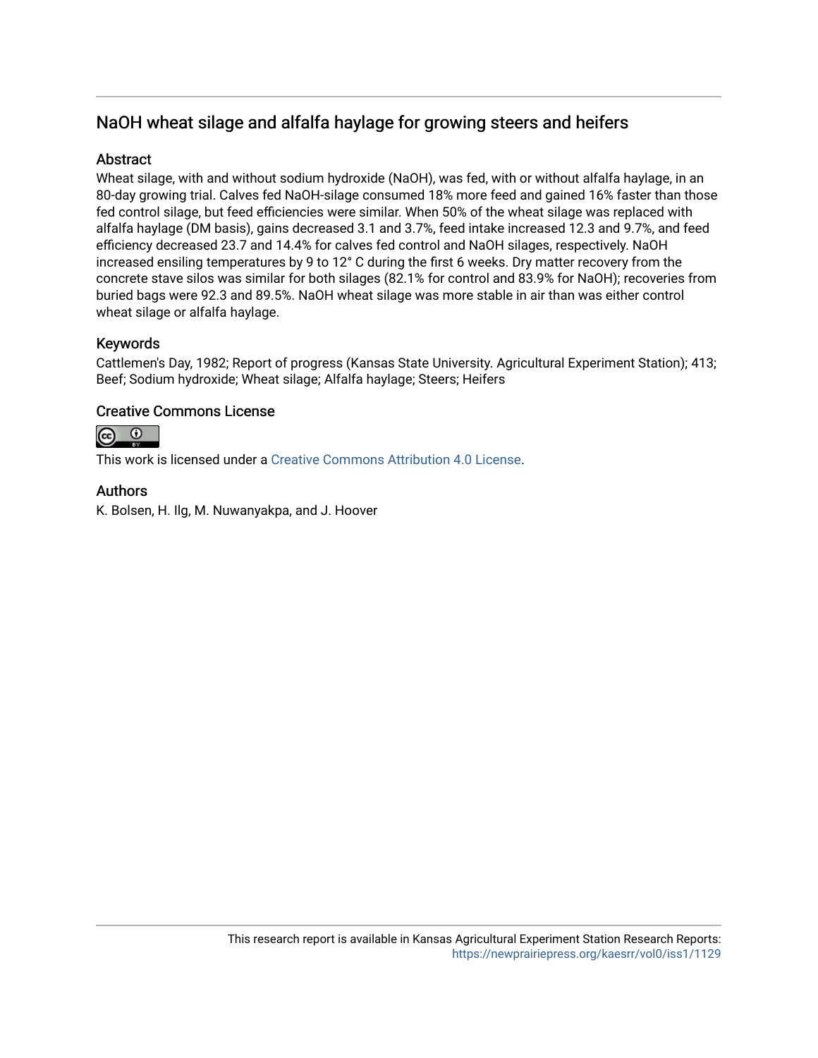## NaOH wheat silage and alfalfa haylage for growing steers and heifers

### Abstract

Wheat silage, with and without sodium hydroxide (NaOH), was fed, with or without alfalfa haylage, in an 80-day growing trial. Calves fed NaOH-silage consumed 18% more feed and gained 16% faster than those fed control silage, but feed efficiencies were similar. When 50% of the wheat silage was replaced with alfalfa haylage (DM basis), gains decreased 3.1 and 3.7%, feed intake increased 12.3 and 9.7%, and feed efficiency decreased 23.7 and 14.4% for calves fed control and NaOH silages, respectively. NaOH increased ensiling temperatures by 9 to 12° C during the first 6 weeks. Dry matter recovery from the concrete stave silos was similar for both silages (82.1% for control and 83.9% for NaOH); recoveries from buried bags were 92.3 and 89.5%. NaOH wheat silage was more stable in air than was either control wheat silage or alfalfa haylage.

### Keywords

Cattlemen's Day, 1982; Report of progress (Kansas State University. Agricultural Experiment Station); 413; Beef; Sodium hydroxide; Wheat silage; Alfalfa haylage; Steers; Heifers

### Creative Commons License

This work is licensed under a Creative Commons Attribution 4.0 License.

### Authors

K. Bolsen, H. Ilg, M. Nuwanyakpa, and J. Hoover

This research report is available in Kansas Agricultural Experiment Station Research Reports: https://newprairiepress.org/kaesrr/vol0/iss1/1129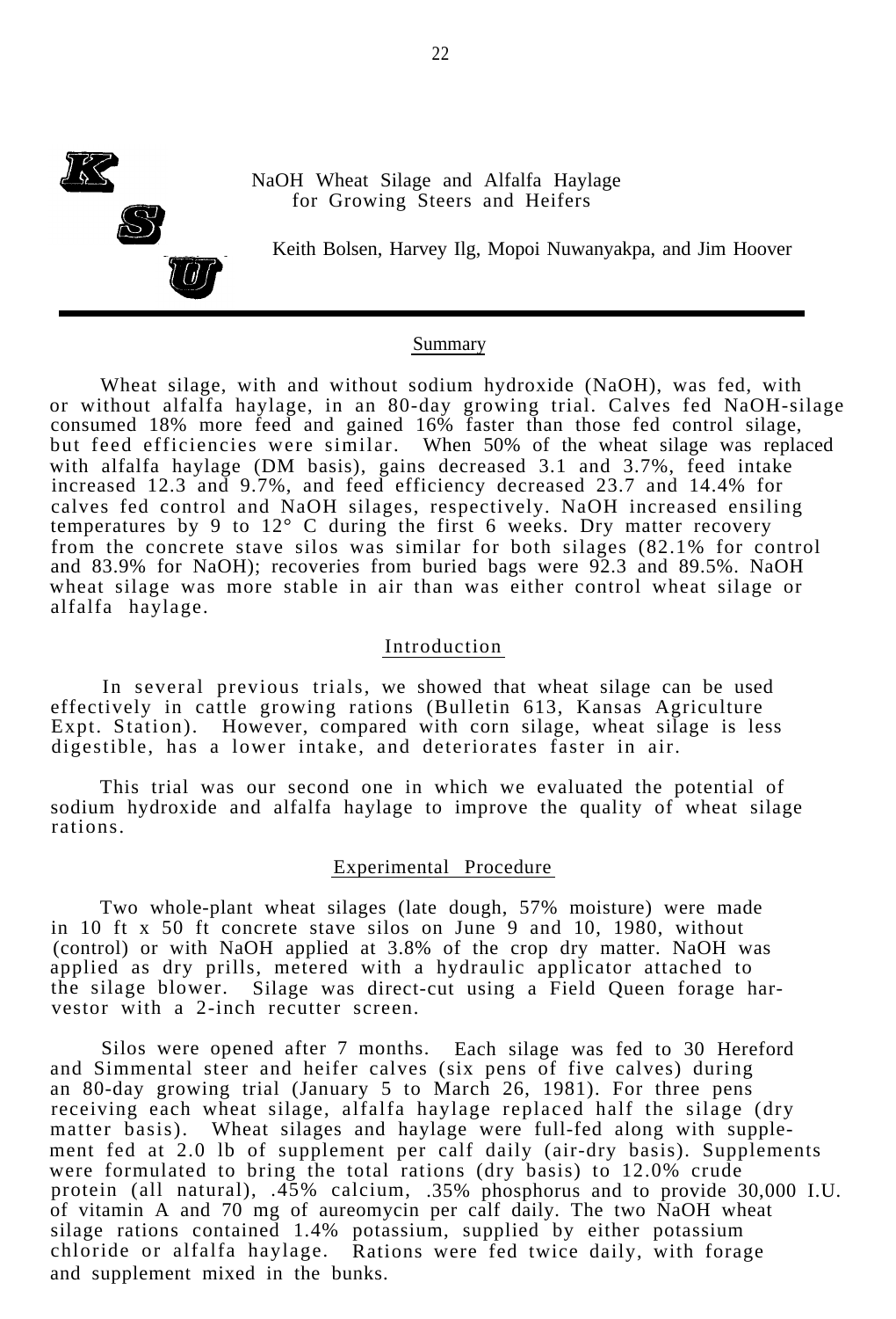# NaOH Wheat Silage and Alfalfa Haylage for Growing Steers and Heifers

Keith Bolsen, Harvey Ilg, Mopoi Nuwanyakpa, and Jim Hoover

## Summary

Wheat silage, with and without sodium hydroxide (NaOH), was fed, with or without alfalfa haylage, in an 80-day growing trial. Calves fed NaOH-silage consumed 18% more feed and gained 16% faster than those fed control silage, but feed efficiencies were similar. When 50% of the wheat silage was replaced with alfalfa haylage (DM basis), gains decreased 3.1 and 3.7%, feed intake increased 12.3 and 9.7%, and feed efficiency decreased 23.7 and 14.4% for calves fed control and NaOH silages, respectively. NaOH increased ensiling temperatures by 9 to 12° C during the first 6 weeks. Dry matter recovery from the concrete stave silos was similar for both silages (82.1% for control and 83.9% for NaOH); recoveries from buried bags were 92.3 and 89.5%. NaOH wheat silage was more stable in air than was either control wheat silage or alfalfa haylage.

## Introduction

In several previous trials, we showed that wheat silage can be used effectively in cattle growing rations (Bulletin 613, Kansas Agriculture Expt. Station). However, compared with corn silage, wheat silage is less digestible, has a lower intake, and deteriorates faster in air.

This trial was our second one in which we evaluated the potential of sodium hydroxide and alfalfa haylage to improve the quality of wheat silage rations.

## Experimental Procedure

Two whole-plant wheat silages (late dough, 57% moisture) were made in 10 ft x 50 ft concrete stave silos on June 9 and 10, 1980, without (control) or with NaOH applied at 3.8% of the crop dry matter. NaOH was applied as dry prills, metered with a hydraulic applicator attached to the silage blower. Silage was direct-cut using a Field Queen forage harvestor with a 2-inch recutter screen.

Silos were opened after 7 months. Each silage was fed to 30 Hereford and Simmental steer and heifer calves (six pens of five calves) during an 80-day growing trial (January 5 to March 26, 1981). For three pens receiving each wheat silage, alfalfa haylage replaced half the silage (dry matter basis). Wheat silages and haylage were full-fed along with supplement fed at 2.0 lb of supplement per calf daily (air-dry basis). Supplements were formulated to bring the total rations (dry basis) to 12.0% crude protein (all natural), .45% calcium, .35% phosphorus and to provide 30,000 I.U. of vitamin A and 70 mg of aureomycin per calf daily. The two NaOH wheat silage rations contained 1.4% potassium, supplied by either potassium chloride or alfalfa haylage. Rations were fed twice daily, with forage and supplement mixed in the bunks.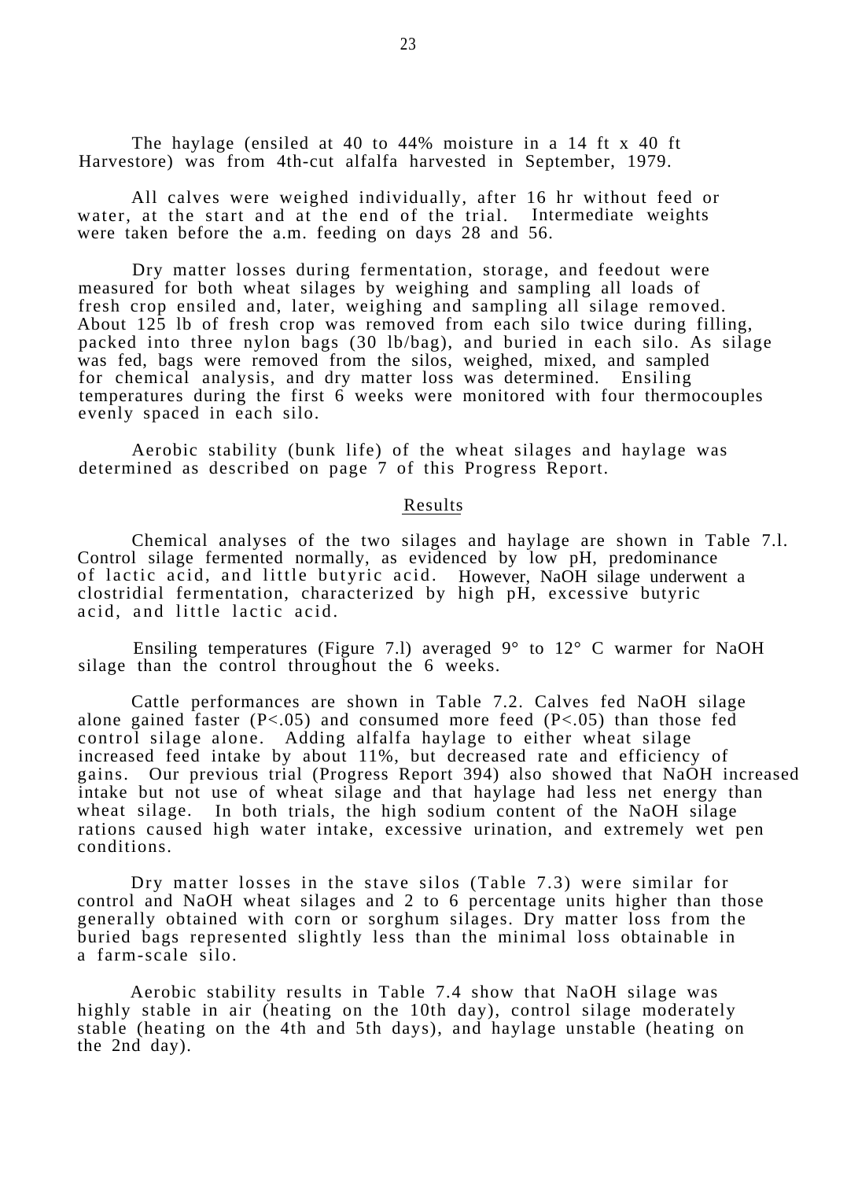The haylage (ensiled at 40 to 44% moisture in a 14 ft x 40 ft Harvestore) was from 4th-cut alfalfa harvested in September, 1979.

All calves were weighed individually, after 16 hr without feed or water, at the start and at the end of the trial. Intermediate weights were taken before the a.m. feeding on days 28 and 56.

Dry matter losses during fermentation, storage, and feedout were measured for both wheat silages by weighing and sampling all loads of fresh crop ensiled and, later, weighing and sampling all silage removed. About 125 lb of fresh crop was removed from each silo twice during filling, packed into three nylon bags (30 lb/bag), and buried in each silo. As silage was fed, bags were removed from the silos, weighed, mixed, and sampled for chemical analysis, and dry matter loss was determined. Ensiling temperatures during the first 6 weeks were monitored with four thermocouples evenly spaced in each silo.

Aerobic stability (bunk life) of the wheat silages and haylage was determined as described on page 7 of this Progress Report.

## Results

Chemical analyses of the two silages and haylage are shown in Table 7.l. Control silage fermented normally, as evidenced by low pH, predominance of lactic acid, and little butyric acid. However, NaOH silage underwent a clostridial fermentation, characterized by high pH, excessive butyric acid, and little lactic acid.

Ensiling temperatures (Figure 7.l) averaged 9° to 12° C warmer for NaOH silage than the control throughout the 6 weeks.

Cattle performances are shown in Table 7.2. Calves fed NaOH silage alone gained faster ($P<.05$) and consumed more feed ($P<.05$) than those fed control silage alone. Adding alfalfa haylage to either wheat silage increased feed intake by about 11%, but decreased rate and efficiency of gains. Our previous trial (Progress Report 394) also showed that NaOH increased intake but not use of wheat silage and that haylage had less net energy than wheat silage. In both trials, the high sodium content of the NaOH silage rations caused high water intake, excessive urination, and extremely wet pen conditions.

Dry matter losses in the stave silos (Table 7.3) were similar for control and NaOH wheat silages and 2 to 6 percentage units higher than those generally obtained with corn or sorghum silages. Dry matter loss from the buried bags represented slightly less than the minimal loss obtainable in a farm-scale silo.

Aerobic stability results in Table 7.4 show that NaOH silage was highly stable in air (heating on the 10th day), control silage moderately stable (heating on the 4th and 5th days), and haylage unstable (heating on the 2nd day).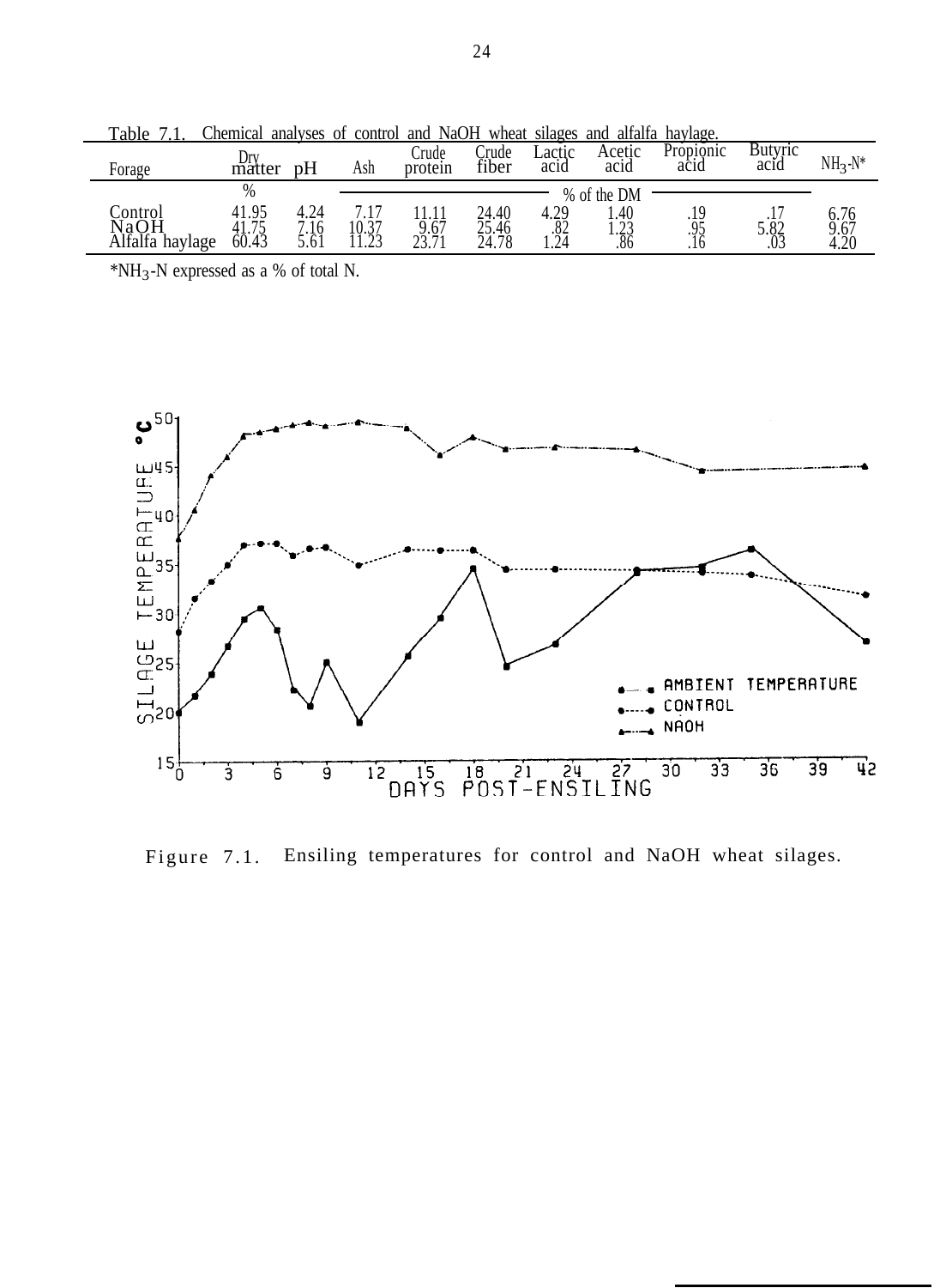Table 7.1. Chemical analyses of control and NaOH wheat silages and alfalfa haylage.

| Forage | Dry matter | pH | Ash | Crude protein | Crude fiber | Lactic acid | Acetic acid | Propionic acid | Butyric acid | $NH_3$-N* |
|---|---|---|---|---|---|---|---|---|---|---|
| | % | | % of the DM | | | | | | | |
| Control | 41.95 | 4.24 | 7.17 | 11.11 | 24.40 | 4.29 | 1.40 | .19 | .17 | 6.76 |
| NaOH | 41.75 | 7.16 | 10.37 | 9.67 | 25.46 | .82 | 1.23 | .95 | 5.82 | 9.67 |
| Alfalfa haylage | 60.43 | 5.61 | 11.23 | 23.71 | 24.78 | 1.24 | .86 | .16 | .03 | 4.20 |

*$NH_3$-N expressed as a % of total N.

Figure 7.1. Ensiling temperatures for control and NaOH wheat silages.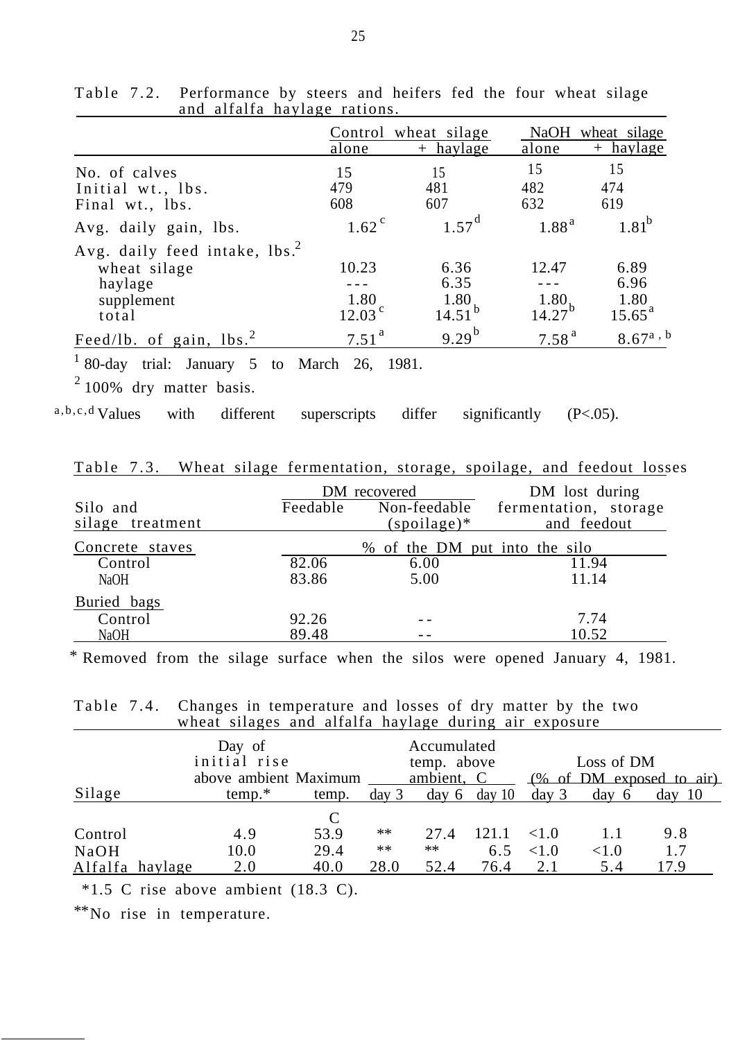Table 7.2. Performance by steers and heifers fed the four wheat silage and alfalfa haylage rations.

| | Control wheat silage | | NaOH wheat silage | |
|---|---|---|---|---|
| | alone | + haylage | alone | + haylage |
| No. of calves | 15 | 15 | 15 | 15 |
| Initial wt., lbs. | 479 | 481 | 482 | 474 |
| Final wt., lbs. | 608 | 607 | 632 | 619 |
| Avg. daily gain, lbs. | 1.62[c] | 1.57[d] | 1.88[a] | 1.81[b] |
| Avg. daily feed intake, lbs.[2] | | | | |
| wheat silage | 10.23 | 6.36 | 12.47 | 6.89 |
| haylage | --- | 6.35 | --- | 6.96 |
| supplement | 1.80 | 1.80 | 1.80 | 1.80 |
| total | 12.03[c] | 14.51[b] | 14.27[b] | 15.65[a] |
| Feed/lb. of gain, lbs.[2] | 7.51[a] | 9.29[b] | 7.58[a] | 8.67[a,b] |

[1] 80-day trial: January 5 to March 26, 1981.

[2] 100% dry matter basis.

[a,b,c,d] Values with different superscripts differ significantly (P<.05).

Table 7.3. Wheat silage fermentation, storage, spoilage, and feedout losses

| Silo and silage treatment | DM recovered | | DM lost during fermentation, storage and feedout |
|---|---|---|---|
| | Feedable | Non-feedable (spoilage)* | |
| Concrete staves | % of the DM put into the silo | | |
| Control | 82.06 | 6.00 | 11.94 |
| NaOH | 83.86 | 5.00 | 11.14 |
| Buried bags | | | |
| Control | 92.26 | -- | 7.74 |
| NaOH | 89.48 | -- | 10.52 |

* Removed from the silage surface when the silos were opened January 4, 1981.

Table 7.4. Changes in temperature and losses of dry matter by the two wheat silages and alfalfa haylage during air exposure

| Silage | Day of initial rise above ambient temp.* | Maximum temp. | Accumulated temp. above ambient, C | | | Loss of DM (% of DM exposed to air) | | |
|---|---|---|---|---|---|---|---|---|
| | | | day 3 | day 6 | day 10 | day 3 | day 6 | day 10 |
| | | C | | | | | | |
| Control | 4.9 | 53.9 | ** | 27.4 | 121.1 | <1.0 | 1.1 | 9.8 |
| NaOH | 10.0 | 29.4 | ** | ** | 6.5 | <1.0 | <1.0 | 1.7 |
| Alfalfa haylage | 2.0 | 40.0 | 28.0 | 52.4 | 76.4 | 2.1 | 5.4 | 17.9 |

*1.5 C rise above ambient (18.3 C).

**No rise in temperature.